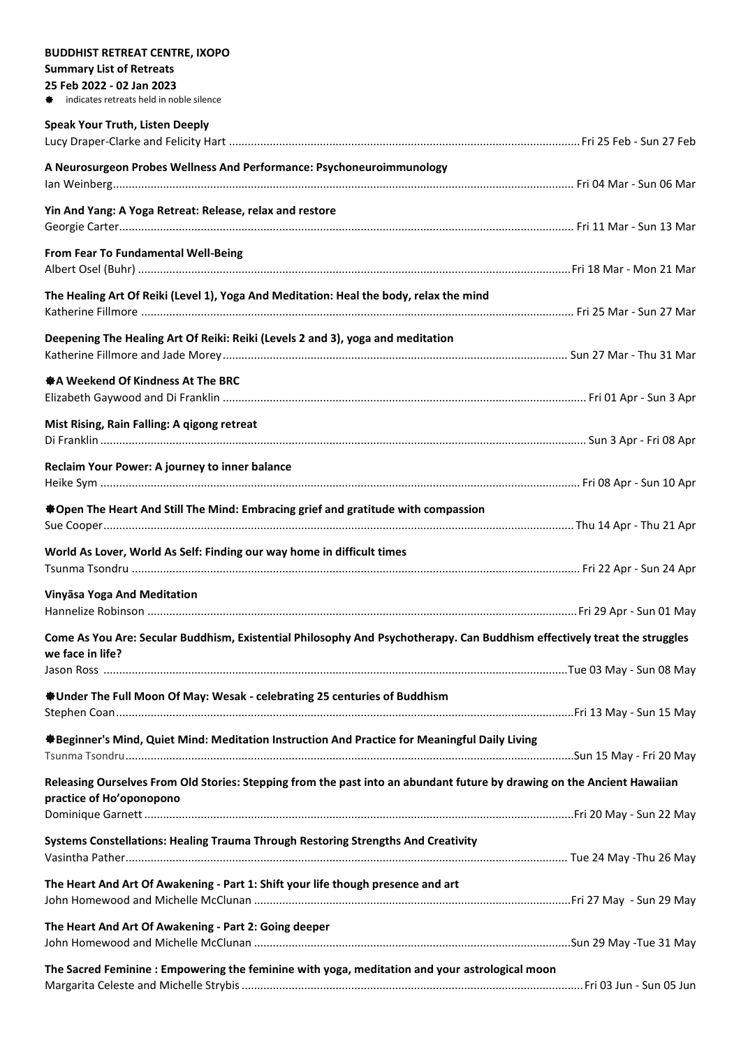**BUDDHIST RETREAT CENTRE, IXOPO**

**Summary List of Retreats**

**25 Feb 2022 - 02 Jan 2023**

❋ indicates retreats held in noble silence

**Speak Your Truth, Listen Deeply**
Lucy Draper-Clarke and Felicity Hart ........ Fri 25 Feb - Sun 27 Feb

**A Neurosurgeon Probes Wellness And Performance: Psychoneuroimmunology**
Ian Weinberg........ Fri 04 Mar - Sun 06 Mar

**Yin And Yang: A Yoga Retreat: Release, relax and restore**
Georgie Carter........ Fri 11 Mar - Sun 13 Mar

**From Fear To Fundamental Well-Being**
Albert Osel (Buhr) ........ Fri 18 Mar - Mon 21 Mar

**The Healing Art Of Reiki (Level 1), Yoga And Meditation: Heal the body, relax the mind**
Katherine Fillmore ........ Fri 25 Mar - Sun 27 Mar

**Deepening The Healing Art Of Reiki: Reiki (Levels 2 and 3), yoga and meditation**
Katherine Fillmore and Jade Morey........ Sun 27 Mar - Thu 31 Mar

**❋A Weekend Of Kindness At The BRC**
Elizabeth Gaywood and Di Franklin ........ Fri 01 Apr - Sun 3 Apr

**Mist Rising, Rain Falling: A qigong retreat**
Di Franklin........ Sun 3 Apr - Fri 08 Apr

**Reclaim Your Power: A journey to inner balance**
Heike Sym ........ Fri 08 Apr - Sun 10 Apr

**❋Open The Heart And Still The Mind: Embracing grief and gratitude with compassion**
Sue Cooper........ Thu 14 Apr - Thu 21 Apr

**World As Lover, World As Self: Finding our way home in difficult times**
Tsunma Tsondru ........ Fri 22 Apr - Sun 24 Apr

**Vinyāsa Yoga And Meditation**
Hannelize Robinson ........ Fri 29 Apr - Sun 01 May

**Come As You Are: Secular Buddhism, Existential Philosophy And Psychotherapy. Can Buddhism effectively treat the struggles we face in life?**
Jason Ross ........ Tue 03 May - Sun 08 May

**❋Under The Full Moon Of May: Wesak - celebrating 25 centuries of Buddhism**
Stephen Coan........ Fri 13 May - Sun 15 May

**❋Beginner's Mind, Quiet Mind: Meditation Instruction And Practice for Meaningful Daily Living**
Tsunma Tsondru........ Sun 15 May - Fri 20 May

**Releasing Ourselves From Old Stories: Stepping from the past into an abundant future by drawing on the Ancient Hawaiian practice of Ho'oponopono**
Dominique Garnett ........ Fri 20 May - Sun 22 May

**Systems Constellations: Healing Trauma Through Restoring Strengths And Creativity**
Vasintha Pather........ Tue 24 May -Thu 26 May

**The Heart And Art Of Awakening - Part 1: Shift your life though presence and art**
John Homewood and Michelle McClunan ........ Fri 27 May - Sun 29 May

**The Heart And Art Of Awakening - Part 2: Going deeper**
John Homewood and Michelle McClunan ........ Sun 29 May -Tue 31 May

**The Sacred Feminine : Empowering the feminine with yoga, meditation and your astrological moon**
Margarita Celeste and Michelle Strybis ........ Fri 03 Jun - Sun 05 Jun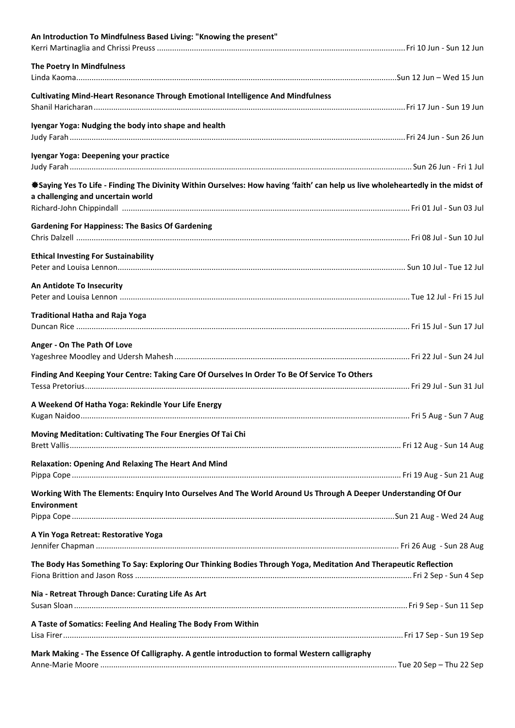**An Introduction To Mindfulness Based Living: "Knowing the present"**
Kerri Martinaglia and Chrissi Preuss ........................................ Fri 10 Jun - Sun 12 Jun

**The Poetry In Mindfulness**
Linda Kaoma........................................ Sun 12 Jun – Wed 15 Jun

**Cultivating Mind-Heart Resonance Through Emotional Intelligence And Mindfulness**
Shanil Haricharan........................................ Fri 17 Jun - Sun 19 Jun

**Iyengar Yoga: Nudging the body into shape and health**
Judy Farah........................................ Fri 24 Jun - Sun 26 Jun

**Iyengar Yoga: Deepening your practice**
Judy Farah........................................ Sun 26 Jun - Fri 1 Jul

**✸Saying Yes To Life - Finding The Divinity Within Ourselves: How having 'faith' can help us live wholeheartedly in the midst of a challenging and uncertain world**
Richard-John Chippindall ........................................ Fri 01 Jul - Sun 03 Jul

**Gardening For Happiness: The Basics Of Gardening**
Chris Dalzell ........................................ Fri 08 Jul - Sun 10 Jul

**Ethical Investing For Sustainability**
Peter and Louisa Lennon........................................ Sun 10 Jul - Tue 12 Jul

**An Antidote To Insecurity**
Peter and Louisa Lennon ........................................ Tue 12 Jul - Fri 15 Jul

**Traditional Hatha and Raja Yoga**
Duncan Rice ........................................ Fri 15 Jul - Sun 17 Jul

**Anger - On The Path Of Love**
Yageshree Moodley and Udersh Mahesh........................................ Fri 22 Jul - Sun 24 Jul

**Finding And Keeping Your Centre: Taking Care Of Ourselves In Order To Be Of Service To Others**
Tessa Pretorius........................................ Fri 29 Jul - Sun 31 Jul

**A Weekend Of Hatha Yoga: Rekindle Your Life Energy**
Kugan Naidoo........................................ Fri 5 Aug - Sun 7 Aug

**Moving Meditation: Cultivating The Four Energies Of Tai Chi**
Brett Vallis........................................ Fri 12 Aug - Sun 14 Aug

**Relaxation: Opening And Relaxing The Heart And Mind**
Pippa Cope ........................................ Fri 19 Aug - Sun 21 Aug

**Working With The Elements: Enquiry Into Ourselves And The World Around Us Through A Deeper Understanding Of Our Environment**
Pippa Cope ........................................ Sun 21 Aug - Wed 24 Aug

**A Yin Yoga Retreat: Restorative Yoga**
Jennifer Chapman ........................................ Fri 26 Aug - Sun 28 Aug

**The Body Has Something To Say: Exploring Our Thinking Bodies Through Yoga, Meditation And Therapeutic Reflection**
Fiona Brittion and Jason Ross ........................................ Fri 2 Sep - Sun 4 Sep

**Nia - Retreat Through Dance: Curating Life As Art**
Susan Sloan ........................................ Fri 9 Sep - Sun 11 Sep

**A Taste of Somatics: Feeling And Healing The Body From Within**
Lisa Firer........................................ Fri 17 Sep - Sun 19 Sep

**Mark Making - The Essence Of Calligraphy. A gentle introduction to formal Western calligraphy**
Anne-Marie Moore ........................................ Tue 20 Sep – Thu 22 Sep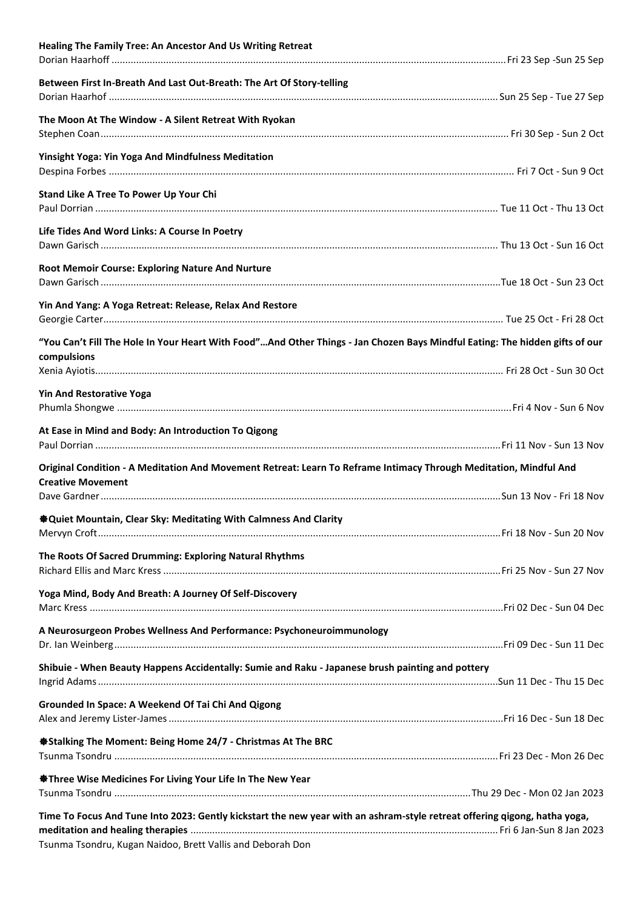**Healing The Family Tree: An Ancestor And Us Writing Retreat**
Dorian Haarhoff ................................................................................ Fri 23 Sep -Sun 25 Sep

**Between First In-Breath And Last Out-Breath: The Art Of Story-telling**
Dorian Haarhof ................................................................................ Sun 25 Sep - Tue 27 Sep

**The Moon At The Window - A Silent Retreat With Ryokan**
Stephen Coan ................................................................................ Fri 30 Sep - Sun 2 Oct

**Yinsight Yoga: Yin Yoga And Mindfulness Meditation**
Despina Forbes ................................................................................ Fri 7 Oct - Sun 9 Oct

**Stand Like A Tree To Power Up Your Chi**
Paul Dorrian ................................................................................ Tue 11 Oct - Thu 13 Oct

**Life Tides And Word Links: A Course In Poetry**
Dawn Garisch ................................................................................ Thu 13 Oct - Sun 16 Oct

**Root Memoir Course: Exploring Nature And Nurture**
Dawn Garisch ................................................................................ Tue 18 Oct - Sun 23 Oct

**Yin And Yang: A Yoga Retreat: Release, Relax And Restore**
Georgie Carter ................................................................................ Tue 25 Oct - Fri 28 Oct

**"You Can't Fill The Hole In Your Heart With Food"…And Other Things - Jan Chozen Bays Mindful Eating: The hidden gifts of our compulsions**
Xenia Ayiotis ................................................................................ Fri 28 Oct - Sun 30 Oct

**Yin And Restorative Yoga**
Phumla Shongwe ................................................................................ Fri 4 Nov - Sun 6 Nov

**At Ease in Mind and Body: An Introduction To Qigong**
Paul Dorrian ................................................................................ Fri 11 Nov - Sun 13 Nov

**Original Condition - A Meditation And Movement Retreat: Learn To Reframe Intimacy Through Meditation, Mindful And Creative Movement**
Dave Gardner ................................................................................ Sun 13 Nov - Fri 18 Nov

**❋Quiet Mountain, Clear Sky: Meditating With Calmness And Clarity**
Mervyn Croft ................................................................................ Fri 18 Nov - Sun 20 Nov

**The Roots Of Sacred Drumming: Exploring Natural Rhythms**
Richard Ellis and Marc Kress ................................................................................ Fri 25 Nov - Sun 27 Nov

**Yoga Mind, Body And Breath: A Journey Of Self-Discovery**
Marc Kress ................................................................................ Fri 02 Dec - Sun 04 Dec

**A Neurosurgeon Probes Wellness And Performance: Psychoneuroimmunology**
Dr. Ian Weinberg ................................................................................ Fri 09 Dec - Sun 11 Dec

**Shibuie - When Beauty Happens Accidentally: Sumie and Raku - Japanese brush painting and pottery**
Ingrid Adams ................................................................................ Sun 11 Dec - Thu 15 Dec

**Grounded In Space: A Weekend Of Tai Chi And Qigong**
Alex and Jeremy Lister-James ................................................................................ Fri 16 Dec - Sun 18 Dec

**❋Stalking The Moment: Being Home 24/7 - Christmas At The BRC**
Tsunma Tsondru ................................................................................ Fri 23 Dec - Mon 26 Dec

**❋Three Wise Medicines For Living Your Life In The New Year**
Tsunma Tsondru ................................................................................ Thu 29 Dec - Mon 02 Jan 2023

**Time To Focus And Tune Into 2023: Gently kickstart the new year with an ashram-style retreat offering qigong, hatha yoga, meditation and healing therapies** ................................................................................ Fri 6 Jan-Sun 8 Jan 2023
Tsunma Tsondru, Kugan Naidoo, Brett Vallis and Deborah Don